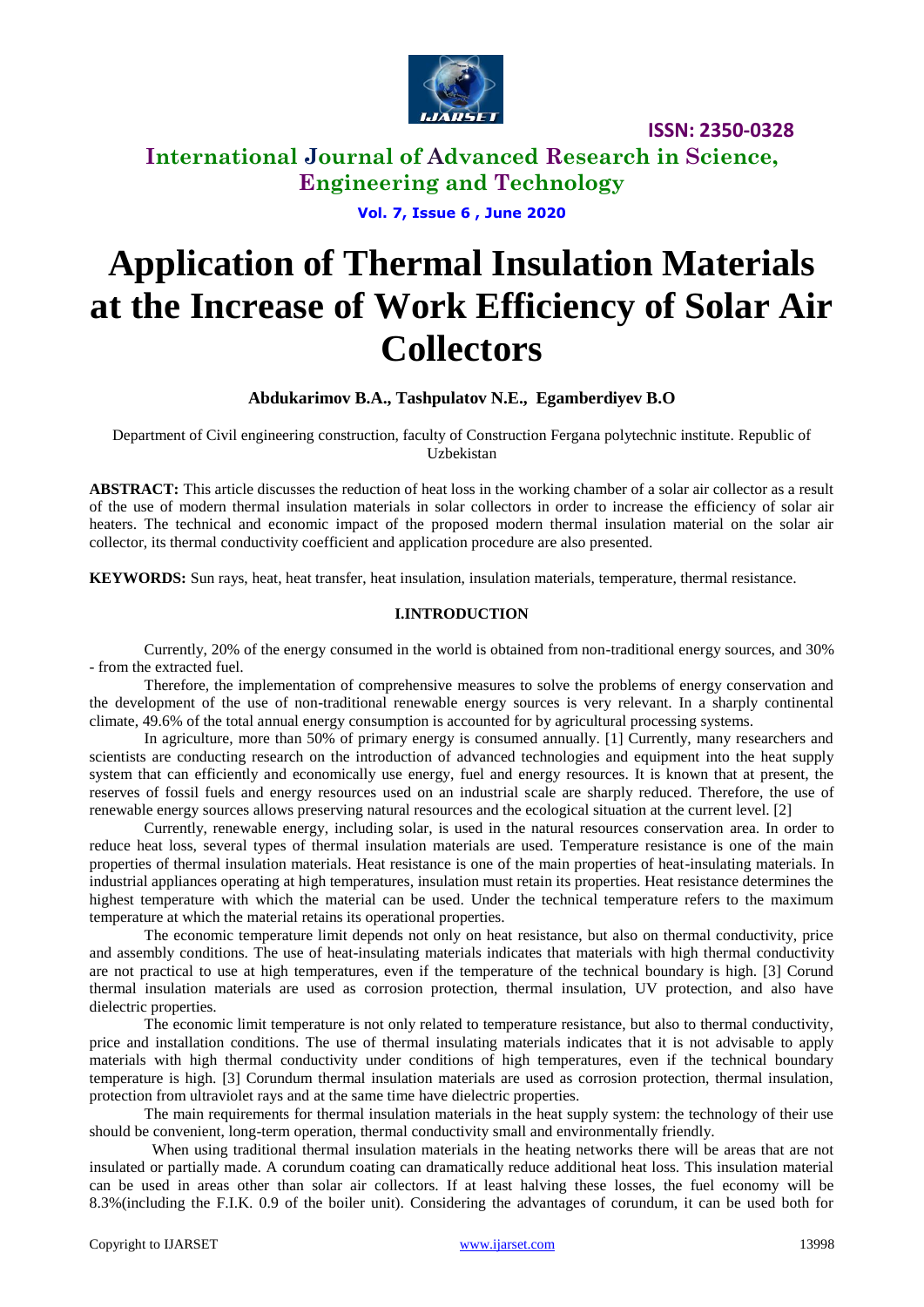# Application of Thermal Insulation Materials at the Increase of Work Efficiency of Solar Air Collectors

**Abdukarimov B.A., Tashpulatov N.E., Egamberdiyev B.O**

Department of Civil engineering construction, faculty of Construction Fergana polytechnic institute. Republic of Uzbekistan

**ABSTRACT:** This article discusses the reduction of heat loss in the working chamber of a solar air collector as a result of the use of modern thermal insulation materials in solar collectors in order to increase the efficiency of solar air heaters. The technical and economic impact of the proposed modern thermal insulation material on the solar air collector, its thermal conductivity coefficient and application procedure are also presented.

**KEYWORDS:** Sun rays, heat, heat transfer, heat insulation, insulation materials, temperature, thermal resistance.

## I.INTRODUCTION

Currently, 20% of the energy consumed in the world is obtained from non-traditional energy sources, and 30% - from the extracted fuel.

Therefore, the implementation of comprehensive measures to solve the problems of energy conservation and the development of the use of non-traditional renewable energy sources is very relevant. In a sharply continental climate, 49.6% of the total annual energy consumption is accounted for by agricultural processing systems.

In agriculture, more than 50% of primary energy is consumed annually. [1] Currently, many researchers and scientists are conducting research on the introduction of advanced technologies and equipment into the heat supply system that can efficiently and economically use energy, fuel and energy resources. It is known that at present, the reserves of fossil fuels and energy resources used on an industrial scale are sharply reduced. Therefore, the use of renewable energy sources allows preserving natural resources and the ecological situation at the current level. [2]

Currently, renewable energy, including solar, is used in the natural resources conservation area. In order to reduce heat loss, several types of thermal insulation materials are used. Temperature resistance is one of the main properties of thermal insulation materials. Heat resistance is one of the main properties of heat-insulating materials. In industrial appliances operating at high temperatures, insulation must retain its properties. Heat resistance determines the highest temperature with which the material can be used. Under the technical temperature refers to the maximum temperature at which the material retains its operational properties.

The economic temperature limit depends not only on heat resistance, but also on thermal conductivity, price and assembly conditions. The use of heat-insulating materials indicates that materials with high thermal conductivity are not practical to use at high temperatures, even if the temperature of the technical boundary is high. [3] Corund thermal insulation materials are used as corrosion protection, thermal insulation, UV protection, and also have dielectric properties.

The economic limit temperature is not only related to temperature resistance, but also to thermal conductivity, price and installation conditions. The use of thermal insulating materials indicates that it is not advisable to apply materials with high thermal conductivity under conditions of high temperatures, even if the technical boundary temperature is high. [3] Corundum thermal insulation materials are used as corrosion protection, thermal insulation, protection from ultraviolet rays and at the same time have dielectric properties.

The main requirements for thermal insulation materials in the heat supply system: the technology of their use should be convenient, long-term operation, thermal conductivity small and environmentally friendly.

When using traditional thermal insulation materials in the heating networks there will be areas that are not insulated or partially made. A corundum coating can dramatically reduce additional heat loss. This insulation material can be used in areas other than solar air collectors. If at least halving these losses, the fuel economy will be 8.3%(including the F.I.K. 0.9 of the boiler unit). Considering the advantages of corundum, it can be used both for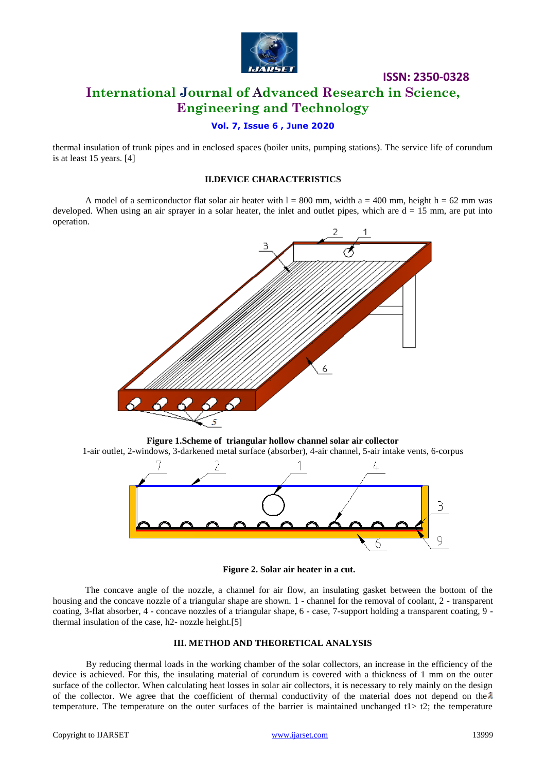thermal insulation of trunk pipes and in enclosed spaces (boiler units, pumping stations). The service life of corundum is at least 15 years. [4]

## II.DEVICE CHARACTERISTICS

A model of a semiconductor flat solar air heater with l = 800 mm, width a = 400 mm, height h = 62 mm was developed. When using an air sprayer in a solar heater, the inlet and outlet pipes, which are d = 15 mm, are put into operation.

**Figure 1.Scheme of triangular hollow channel solar air collector**

1-air outlet, 2-windows, 3-darkened metal surface (absorber), 4-air channel, 5-air intake vents, 6-corpus

**Figure 2. Solar air heater in a cut.**

The concave angle of the nozzle, a channel for air flow, an insulating gasket between the bottom of the housing and the concave nozzle of a triangular shape are shown. 1 - channel for the removal of coolant, 2 - transparent coating, 3-flat absorber, 4 - concave nozzles of a triangular shape, 6 - case, 7-support holding a transparent coating, 9 - thermal insulation of the case, h2- nozzle height.[5]

## III. METHOD AND THEORETICAL ANALYSIS

By reducing thermal loads in the working chamber of the solar collectors, an increase in the efficiency of the device is achieved. For this, the insulating material of corundum is covered with a thickness of 1 mm on the outer surface of the collector. When calculating heat losses in solar air collectors, it is necessary to rely mainly on the design of the collector. We agree that the coefficient of thermal conductivity of the material does not depend on the $\lambda$ temperature. The temperature on the outer surfaces of the barrier is maintained unchanged $t_1 > t_2$; the temperature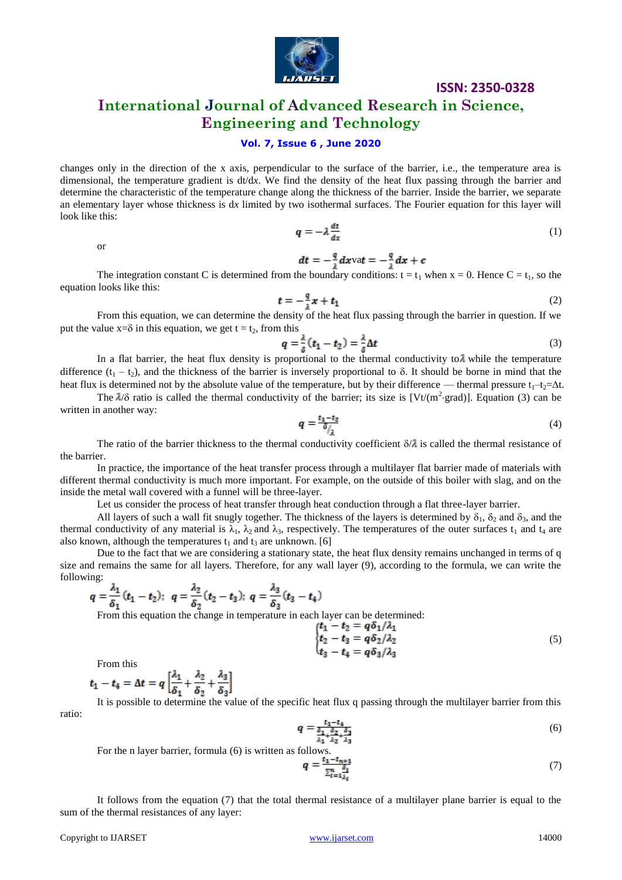changes only in the direction of the x axis, perpendicular to the surface of the barrier, i.e., the temperature area is dimensional, the temperature gradient is $dt/dx$. We find the density of the heat flux passing through the barrier and determine the characteristic of the temperature change along the thickness of the barrier. Inside the barrier, we separate an elementary layer whose thickness is $dx$ limited by two isothermal surfaces. The Fourier equation for this layer will look like this:

$$q = -\lambda \frac{dt}{dx} \tag{1}$$

or

$$dt = -\frac{q}{\lambda} dx \text{va} t = -\frac{q}{\lambda} dx + c$$

The integration constant C is determined from the boundary conditions: $t = t_1$ when $x = 0$. Hence $C = t_1$, so the equation looks like this:

$$t = -\frac{q}{\lambda} x + t_1 \tag{2}$$

From this equation, we can determine the density of the heat flux passing through the barrier in question. If we put the value $x=\delta$ in this equation, we get $t = t_2$, from this

$$q = \frac{\lambda}{\delta}(t_1 - t_2) = \frac{\lambda}{\delta}\Delta t \tag{3}$$

In a flat barrier, the heat flux density is proportional to the thermal conductivity to $\lambda$ while the temperature difference $(t_1 - t_2)$, and the thickness of the barrier is inversely proportional to $\delta$. It should be borne in mind that the heat flux is determined not by the absolute value of the temperature, but by their difference — thermal pressure $t_1 - t_2 = \Delta t$.

The $\lambda/\delta$ ratio is called the thermal conductivity of the barrier; its size is $[\text{Vt}/(\text{m}^2 \cdot \text{grad})]$. Equation (3) can be written in another way:

$$q = \frac{t_1 - t_2}{\delta/\lambda} \tag{4}$$

The ratio of the barrier thickness to the thermal conductivity coefficient $\delta/\lambda$ is called the thermal resistance of the barrier.

In practice, the importance of the heat transfer process through a multilayer flat barrier made of materials with different thermal conductivity is much more important. For example, on the outside of this boiler with slag, and on the inside the metal wall covered with a funnel will be three-layer.

Let us consider the process of heat transfer through heat conduction through a flat three-layer barrier.

All layers of such a wall fit snugly together. The thickness of the layers is determined by $\delta_1$, $\delta_2$ and $\delta_3$, and the thermal conductivity of any material is $\lambda_1$, $\lambda_2$ and $\lambda_3$, respectively. The temperatures of the outer surfaces $t_1$ and $t_4$ are also known, although the temperatures $t_1$ and $t_3$ are unknown. [6]

Due to the fact that we are considering a stationary state, the heat flux density remains unchanged in terms of q size and remains the same for all layers. Therefore, for any wall layer (9), according to the formula, we can write the following:

$$q = \frac{\lambda_1}{\delta_1}(t_1 - t_2); \;\; q = \frac{\lambda_2}{\delta_2}(t_2 - t_3); \; q = \frac{\lambda_3}{\delta_3}(t_3 - t_4)$$

From this equation the change in temperature in each layer can be determined:

$$\begin{cases} t_1 - t_2 = q\delta_1/\lambda_1 \\ t_2 - t_3 = q\delta_2/\lambda_2 \\ t_3 - t_4 = q\delta_3/\lambda_3 \end{cases} \tag{5}$$

From this

$$t_1 - t_4 = \Delta t = q\left[\frac{\lambda_1}{\delta_1} + \frac{\lambda_2}{\delta_2} + \frac{\lambda_3}{\delta_3}\right]$$

It is possible to determine the value of the specific heat flux q passing through the multilayer barrier from this ratio:

$$q = \frac{t_1 - t_4}{\frac{\delta_1}{\lambda_1} + \frac{\delta_2}{\lambda_2} + \frac{\delta_3}{\lambda_3}} \tag{6}$$

For the n layer barrier, formula (6) is written as follows.

$$q = \frac{t_1 - t_{n+1}}{\sum_{i=1}^{n} \frac{\delta_i}{\lambda_i}} \tag{7}$$

It follows from the equation (7) that the total thermal resistance of a multilayer plane barrier is equal to the sum of the thermal resistances of any layer: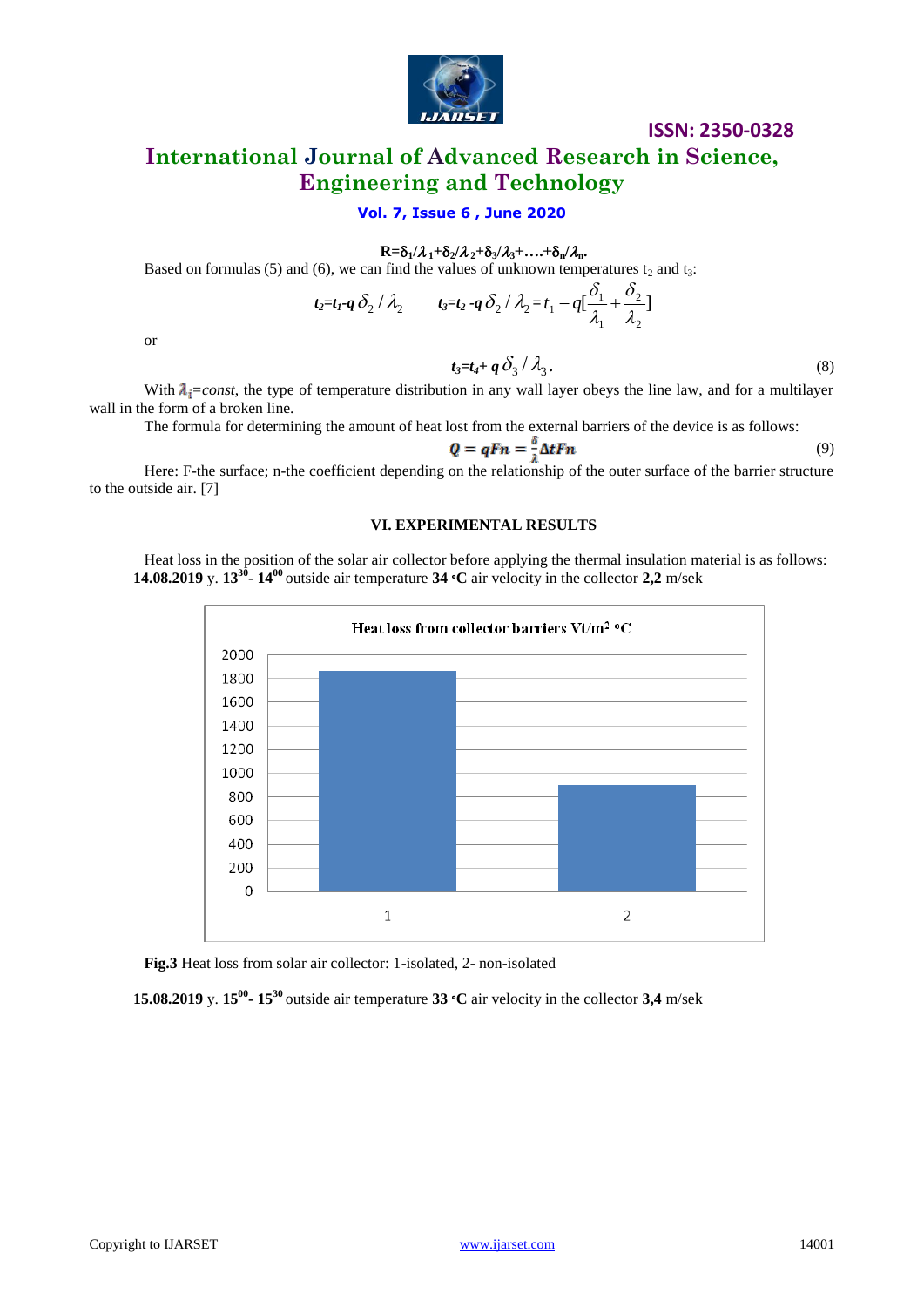$$R=\delta_1/\lambda_1+\delta_2/\lambda_2+\delta_3/\lambda_3+\ldots+\delta_n/\lambda_n.$$

Based on formulas (5) and (6), we can find the values of unknown temperatures $t_2$ and $t_3$:

$$t_2=t_1-q\,\delta_2/\lambda_2 \qquad t_3=t_2-q\,\delta_2/\lambda_2=t_1-q\left[\frac{\delta_1}{\lambda_1}+\frac{\delta_2}{\lambda_2}\right]$$

or

$$t_3=t_4+q\,\delta_3/\lambda_3. \tag{8}$$

With $\lambda_i=const$, the type of temperature distribution in any wall layer obeys the line law, and for a multilayer wall in the form of a broken line.

The formula for determining the amount of heat lost from the external barriers of the device is as follows:

$$Q=qFn=\frac{\delta}{\lambda}\Delta tFn \tag{9}$$

Here: F-the surface; n-the coefficient depending on the relationship of the outer surface of the barrier structure to the outside air. [7]

## VI. EXPERIMENTAL RESULTS

Heat loss in the position of the solar air collector before applying the thermal insulation material is as follows: **14.08.2019** y. **$13^{30}$- $14^{00}$** outside air temperature **34 °C** air velocity in the collector **2,2** m/sek

Heat loss from collector barriers Vt/m² °C

| | Heat loss |
|---|---|
| 1 | ~1850 |
| 2 | ~900 |

**Fig.3** Heat loss from solar air collector: 1-isolated, 2- non-isolated

**15.08.2019** y. **$15^{00}$- $15^{30}$** outside air temperature **33 °C** air velocity in the collector **3,4** m/sek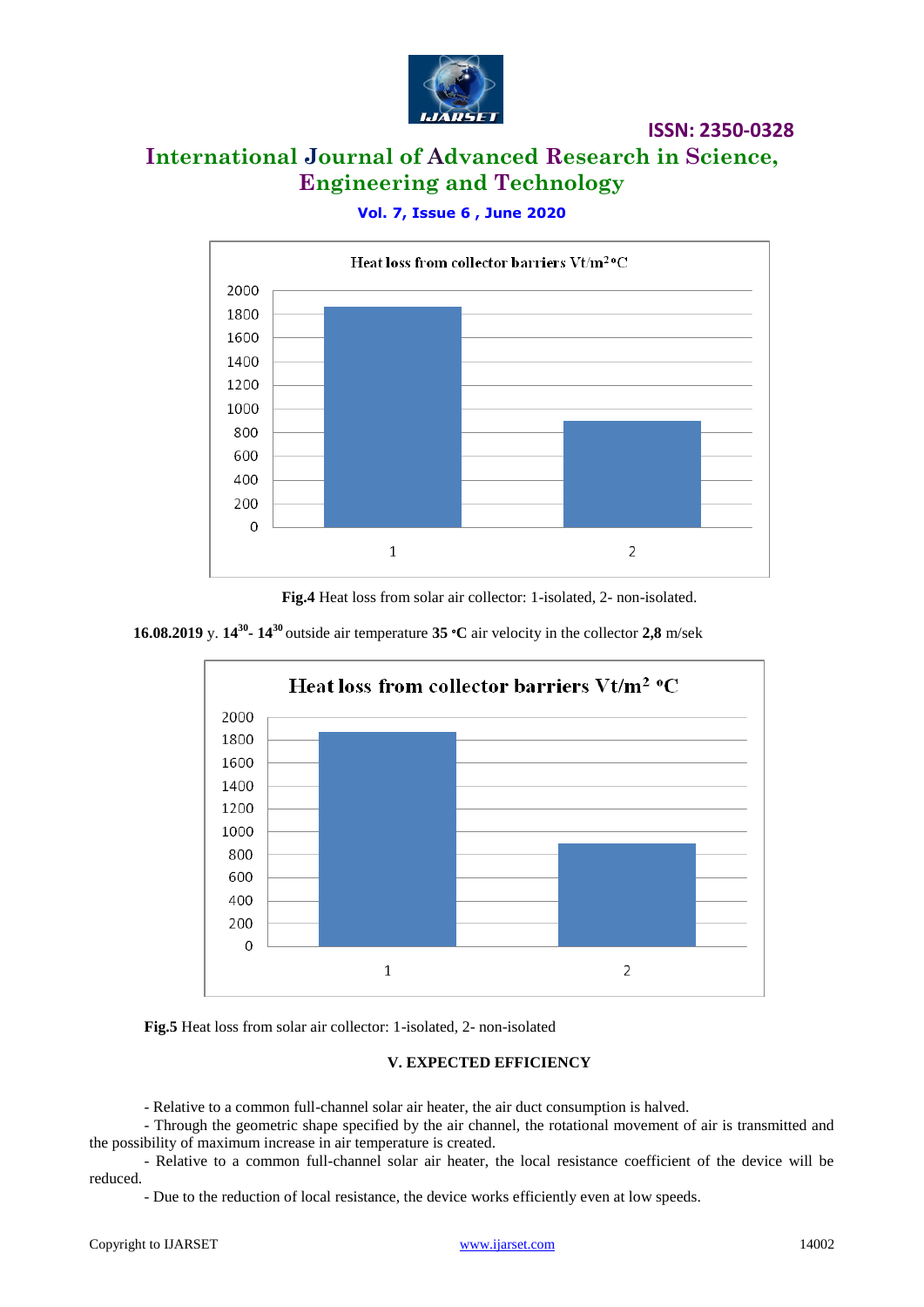Heat loss from collector barriers Vt/m²°C

| | 1 | 2 |
|---|---|---|
| Heat loss (approx.) | 1850 | 900 |

**Fig.4** Heat loss from solar air collector: 1-isolated, 2- non-isolated.

**16.08.2019** y. **14**$^{30}$**- 14**$^{30}$ outside air temperature **35 °C** air velocity in the collector **2,8** m/sek

Heat loss from collector barriers Vt/m² °C

| | 1 | 2 |
|---|---|---|
| Heat loss (approx.) | 1850 | 900 |

**Fig.5** Heat loss from solar air collector: 1-isolated, 2- non-isolated

### V. EXPECTED EFFICIENCY

- Relative to a common full-channel solar air heater, the air duct consumption is halved.
- Through the geometric shape specified by the air channel, the rotational movement of air is transmitted and the possibility of maximum increase in air temperature is created.
- Relative to a common full-channel solar air heater, the local resistance coefficient of the device will be reduced.
- Due to the reduction of local resistance, the device works efficiently even at low speeds.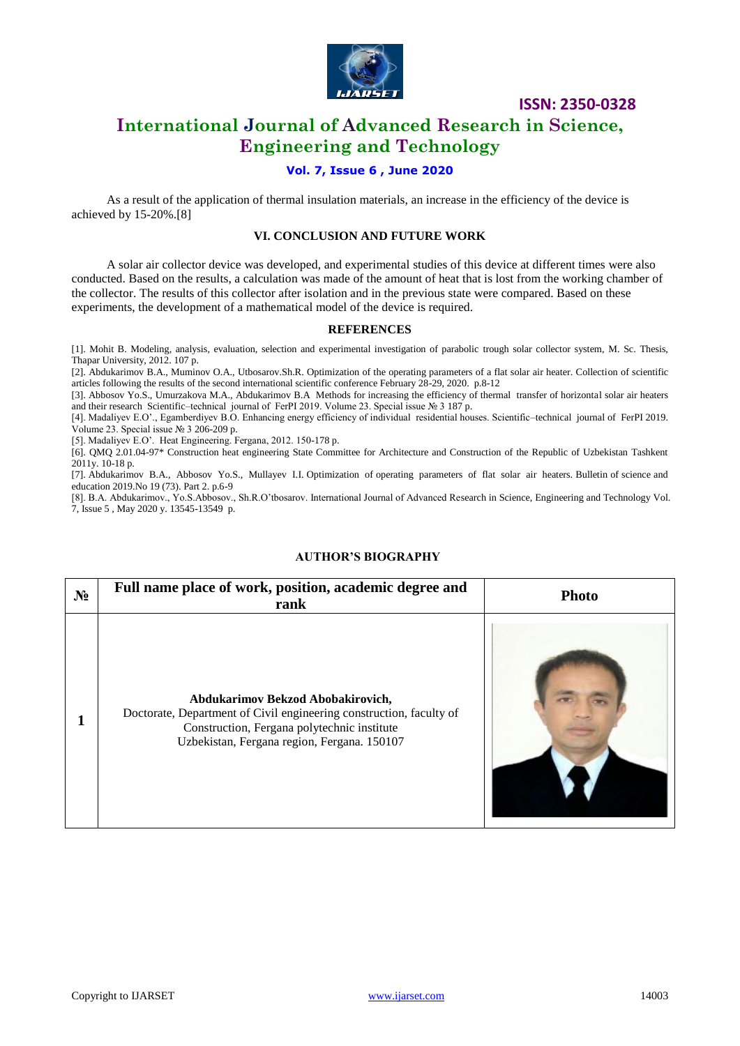As a result of the application of thermal insulation materials, an increase in the efficiency of the device is achieved by 15-20%.[8]

## VI. CONCLUSION AND FUTURE WORK

A solar air collector device was developed, and experimental studies of this device at different times were also conducted. Based on the results, a calculation was made of the amount of heat that is lost from the working chamber of the collector. The results of this collector after isolation and in the previous state were compared. Based on these experiments, the development of a mathematical model of the device is required.

## REFERENCES

[1]. Mohit B. Modeling, analysis, evaluation, selection and experimental investigation of parabolic trough solar collector system, M. Sc. Thesis, Thapar University, 2012. 107 p.

[2]. Abdukarimov B.A., Muminov O.A., Utbosarov.Sh.R. Optimization of the operating parameters of a flat solar air heater. Collection of scientific articles following the results of the second international scientific conference February 28-29, 2020. p.8-12

[3]. Abbosov Yo.S., Umurzakova M.A., Abdukarimov B.A Methods for increasing the efficiency of thermal transfer of horizontal solar air heaters and their research Scientific–technical journal of FerPI 2019. Volume 23. Special issue № 3 187 p.

[4]. Madaliyev E.O'., Egamberdiyev B.O. Enhancing energy efficiency of individual residential houses. Scientific–technical journal of FerPI 2019. Volume 23. Special issue № 3 206-209 p.

[5]. Madaliyev E.O'. Heat Engineering. Fergana, 2012. 150-178 p.

[6]. QMQ 2.01.04-97* Construction heat engineering State Committee for Architecture and Construction of the Republic of Uzbekistan Tashkent 2011y. 10-18 p.

[7]. Abdukarimov B.A., Abbosov Yo.S., Mullayev I.I. Optimization of operating parameters of flat solar air heaters. Bulletin of science and education 2019.No 19 (73). Part 2. p.6-9

[8]. B.A. Abdukarimov., Yo.S.Abbosov., Sh.R.O'tbosarov. International Journal of Advanced Research in Science, Engineering and Technology Vol. 7, Issue 5 , May 2020 y. 13545-13549 p.

## AUTHOR'S BIOGRAPHY

| № | Full name place of work, position, academic degree and rank | Photo |
|---|---|---|
| 1 | **Abdukarimov Bekzod Abobakirovich,** Doctorate, Department of Civil engineering construction, faculty of Construction, Fergana polytechnic institute Uzbekistan, Fergana region, Fergana. 150107 | |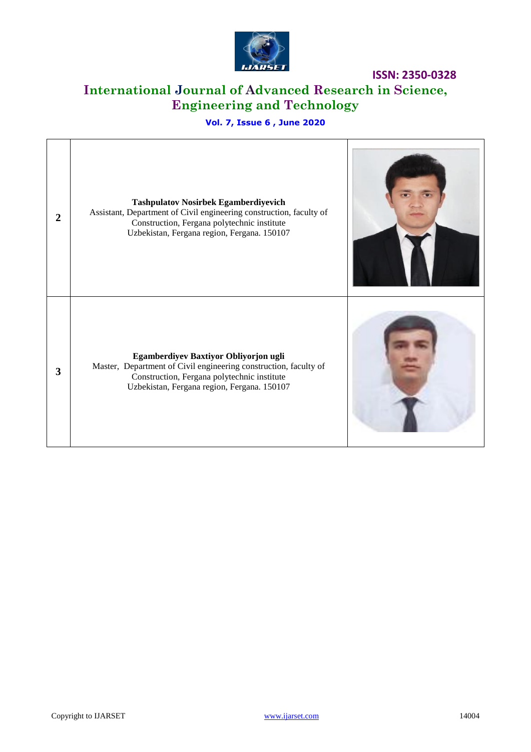| | | |
|---|---|---|
| **2** | **Tashpulatov Nosirbek Egamberdiyevich**<br>Assistant, Department of Civil engineering construction, faculty of Construction, Fergana polytechnic institute<br>Uzbekistan, Fergana region, Fergana. 150107 | |
| **3** | **Egamberdiyev Baxtiyor Obliyorjon ugli**<br>Master, Department of Civil engineering construction, faculty of Construction, Fergana polytechnic institute<br>Uzbekistan, Fergana region, Fergana. 150107 | |